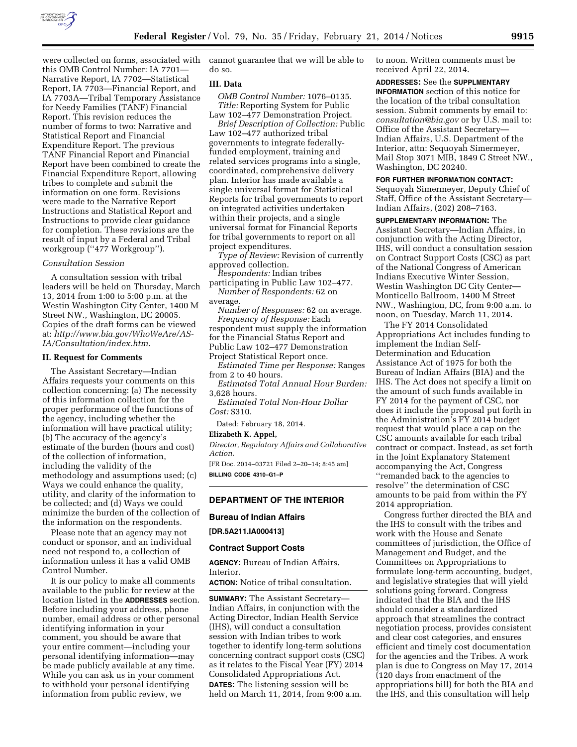were collected on forms, associated with this OMB Control Number: IA 7701—Narrative Report, IA 7702—Statistical Report, IA 7703—Financial Report, and IA 7703A—Tribal Temporary Assistance for Needy Families (TANF) Financial Report. This revision reduces the number of forms to two: Narrative and Statistical Report and Financial Expenditure Report. The previous TANF Financial Report and Financial Report have been combined to create the Financial Expenditure Report, allowing tribes to complete and submit the information on one form. Revisions were made to the Narrative Report Instructions and Statistical Report and Instructions to provide clear guidance for completion. These revisions are the result of input by a Federal and Tribal workgroup (''477 Workgroup'').

*Consultation Session*

A consultation session with tribal leaders will be held on Thursday, March 13, 2014 from 1:00 to 5:00 p.m. at the Westin Washington City Center, 1400 M Street NW., Washington, DC 20005. Copies of the draft forms can be viewed at: *http://www.bia.gov/WhoWeAre/AS-IA/Consultation/index.htm*.

**II. Request for Comments**

The Assistant Secretary—Indian Affairs requests your comments on this collection concerning: (a) The necessity of this information collection for the proper performance of the functions of the agency, including whether the information will have practical utility; (b) The accuracy of the agency's estimate of the burden (hours and cost) of the collection of information, including the validity of the methodology and assumptions used; (c) Ways we could enhance the quality, utility, and clarity of the information to be collected; and (d) Ways we could minimize the burden of the collection of the information on the respondents.

Please note that an agency may not conduct or sponsor, and an individual need not respond to, a collection of information unless it has a valid OMB Control Number.

It is our policy to make all comments available to the public for review at the location listed in the **ADDRESSES** section. Before including your address, phone number, email address or other personal identifying information in your comment, you should be aware that your entire comment—including your personal identifying information—may be made publicly available at any time. While you can ask us in your comment to withhold your personal identifying information from public review, we cannot guarantee that we will be able to do so.

**III. Data**

*OMB Control Number:* 1076–0135.

*Title:* Reporting System for Public Law 102–477 Demonstration Project.

*Brief Description of Collection:* Public Law 102–477 authorized tribal governments to integrate federally-funded employment, training and related services programs into a single, coordinated, comprehensive delivery plan. Interior has made available a single universal format for Statistical Reports for tribal governments to report on integrated activities undertaken within their projects, and a single universal format for Financial Reports for tribal governments to report on all project expenditures.

*Type of Review:* Revision of currently approved collection.

*Respondents:* Indian tribes participating in Public Law 102–477.

*Number of Respondents:* 62 on average.

*Number of Responses:* 62 on average.

*Frequency of Response:* Each respondent must supply the information for the Financial Status Report and Public Law 102–477 Demonstration Project Statistical Report once.

*Estimated Time per Response:* Ranges from 2 to 40 hours.

*Estimated Total Annual Hour Burden:* 3,628 hours.

*Estimated Total Non-Hour Dollar Cost:* $310.

Dated: February 18, 2014.

**Elizabeth K. Appel,**

*Director, Regulatory Affairs and Collaborative Action.*

[FR Doc. 2014–03721 Filed 2–20–14; 8:45 am]

**BILLING CODE 4310–G1–P**

## DEPARTMENT OF THE INTERIOR

### Bureau of Indian Affairs

**[DR.5A211.IA000413]**

### Contract Support Costs

**AGENCY:** Bureau of Indian Affairs, Interior.

**ACTION:** Notice of tribal consultation.

**SUMMARY:** The Assistant Secretary—Indian Affairs, in conjunction with the Acting Director, Indian Health Service (IHS), will conduct a consultation session with Indian tribes to work together to identify long-term solutions concerning contract support costs (CSC) as it relates to the Fiscal Year (FY) 2014 Consolidated Appropriations Act.

**DATES:** The listening session will be held on March 11, 2014, from 9:00 a.m. to noon. Written comments must be received April 22, 2014.

**ADDRESSES:** See the **SUPPLMENTARY INFORMATION** section of this notice for the location of the tribal consultation session. Submit comments by email to: *consultation@bia.gov* or by U.S. mail to: Office of the Assistant Secretary—Indian Affairs, U.S. Department of the Interior, attn: Sequoyah Simermeyer, Mail Stop 3071 MIB, 1849 C Street NW., Washington, DC 20240.

**FOR FURTHER INFORMATION CONTACT:** Sequoyah Simermeyer, Deputy Chief of Staff, Office of the Assistant Secretary—Indian Affairs, (202) 208–7163.

**SUPPLEMENTARY INFORMATION:** The Assistant Secretary—Indian Affairs, in conjunction with the Acting Director, IHS, will conduct a consultation session on Contract Support Costs (CSC) as part of the National Congress of American Indians Executive Winter Session, Westin Washington DC City Center—Monticello Ballroom, 1400 M Street NW., Washington, DC, from 9:00 a.m. to noon, on Tuesday, March 11, 2014.

The FY 2014 Consolidated Appropriations Act includes funding to implement the Indian Self-Determination and Education Assistance Act of 1975 for both the Bureau of Indian Affairs (BIA) and the IHS. The Act does not specify a limit on the amount of such funds available in FY 2014 for the payment of CSC, nor does it include the proposal put forth in the Administration's FY 2014 budget request that would place a cap on the CSC amounts available for each tribal contract or compact. Instead, as set forth in the Joint Explanatory Statement accompanying the Act, Congress ''remanded back to the agencies to resolve'' the determination of CSC amounts to be paid from within the FY 2014 appropriation.

Congress further directed the BIA and the IHS to consult with the tribes and work with the House and Senate committees of jurisdiction, the Office of Management and Budget, and the Committees on Appropriations to formulate long-term accounting, budget, and legislative strategies that will yield solutions going forward. Congress indicated that the BIA and the IHS should consider a standardized approach that streamlines the contract negotiation process, provides consistent and clear cost categories, and ensures efficient and timely cost documentation for the agencies and the Tribes. A work plan is due to Congress on May 17, 2014 (120 days from enactment of the appropriations bill) for both the BIA and the IHS, and this consultation will help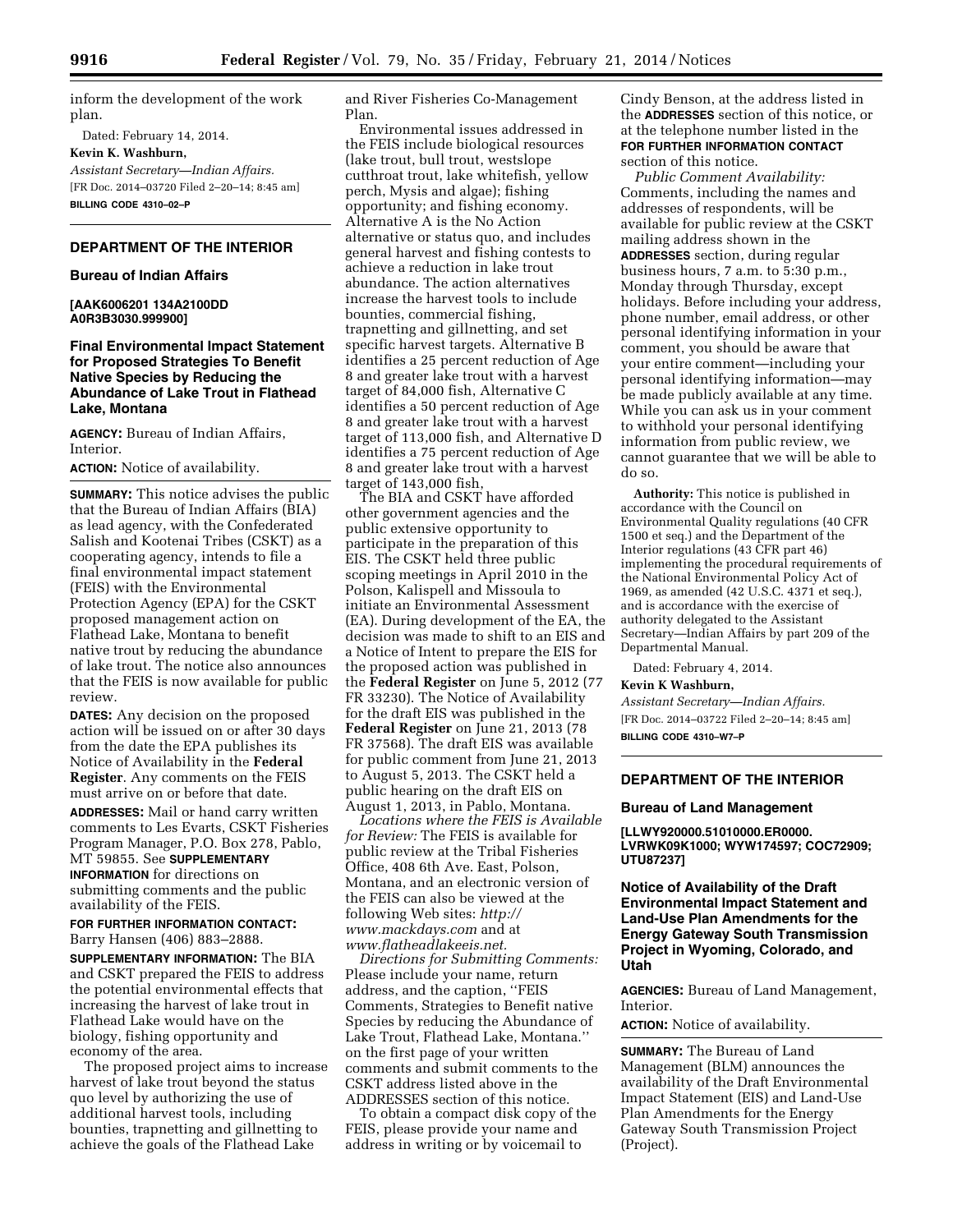inform the development of the work plan.

Dated: February 14, 2014.

**Kevin K. Washburn,**

*Assistant Secretary—Indian Affairs.*

[FR Doc. 2014–03720 Filed 2–20–14; 8:45 am]

**BILLING CODE 4310–02–P**

## DEPARTMENT OF THE INTERIOR

### Bureau of Indian Affairs

**[AAK6006201 134A2100DD A0R3B3030.999900]**

### Final Environmental Impact Statement for Proposed Strategies To Benefit Native Species by Reducing the Abundance of Lake Trout in Flathead Lake, Montana

**AGENCY:** Bureau of Indian Affairs, Interior.

**ACTION:** Notice of availability.

**SUMMARY:** This notice advises the public that the Bureau of Indian Affairs (BIA) as lead agency, with the Confederated Salish and Kootenai Tribes (CSKT) as a cooperating agency, intends to file a final environmental impact statement (FEIS) with the Environmental Protection Agency (EPA) for the CSKT proposed management action on Flathead Lake, Montana to benefit native trout by reducing the abundance of lake trout. The notice also announces that the FEIS is now available for public review.

**DATES:** Any decision on the proposed action will be issued on or after 30 days from the date the EPA publishes its Notice of Availability in the **Federal Register**. Any comments on the FEIS must arrive on or before that date.

**ADDRESSES:** Mail or hand carry written comments to Les Evarts, CSKT Fisheries Program Manager, P.O. Box 278, Pablo, MT 59855. See **SUPPLEMENTARY INFORMATION** for directions on submitting comments and the public availability of the FEIS.

**FOR FURTHER INFORMATION CONTACT:** Barry Hansen (406) 883–2888.

**SUPPLEMENTARY INFORMATION:** The BIA and CSKT prepared the FEIS to address the potential environmental effects that increasing the harvest of lake trout in Flathead Lake would have on the biology, fishing opportunity and economy of the area.

The proposed project aims to increase harvest of lake trout beyond the status quo level by authorizing the use of additional harvest tools, including bounties, trapnetting and gillnetting to achieve the goals of the Flathead Lake and River Fisheries Co-Management Plan.

Environmental issues addressed in the FEIS include biological resources (lake trout, bull trout, westslope cutthroat trout, lake whitefish, yellow perch, Mysis and algae); fishing opportunity; and fishing economy. Alternative A is the No Action alternative or status quo, and includes general harvest and fishing contests to achieve a reduction in lake trout abundance. The action alternatives increase the harvest tools to include bounties, commercial fishing, trapnetting and gillnetting, and set specific harvest targets. Alternative B identifies a 25 percent reduction of Age 8 and greater lake trout with a harvest target of 84,000 fish, Alternative C identifies a 50 percent reduction of Age 8 and greater lake trout with a harvest target of 113,000 fish, and Alternative D identifies a 75 percent reduction of Age 8 and greater lake trout with a harvest target of 143,000 fish,

The BIA and CSKT have afforded other government agencies and the public extensive opportunity to participate in the preparation of this EIS. The CSKT held three public scoping meetings in April 2010 in the Polson, Kalispell and Missoula to initiate an Environmental Assessment (EA). During development of the EA, the decision was made to shift to an EIS and a Notice of Intent to prepare the EIS for the proposed action was published in the **Federal Register** on June 5, 2012 (77 FR 33230). The Notice of Availability for the draft EIS was published in the **Federal Register** on June 21, 2013 (78 FR 37568). The draft EIS was available for public comment from June 21, 2013 to August 5, 2013. The CSKT held a public hearing on the draft EIS on August 1, 2013, in Pablo, Montana.

*Locations where the FEIS is Available for Review:* The FEIS is available for public review at the Tribal Fisheries Office, 408 6th Ave. East, Polson, Montana, and an electronic version of the FEIS can also be viewed at the following Web sites: *http://www.mackdays.com* and at *www.flatheadlakeeis.net.*

*Directions for Submitting Comments:* Please include your name, return address, and the caption, ''FEIS Comments, Strategies to Benefit native Species by reducing the Abundance of Lake Trout, Flathead Lake, Montana.'' on the first page of your written comments and submit comments to the CSKT address listed above in the ADDRESSES section of this notice.

To obtain a compact disk copy of the FEIS, please provide your name and address in writing or by voicemail to Cindy Benson, at the address listed in the **ADDRESSES** section of this notice, or at the telephone number listed in the **FOR FURTHER INFORMATION CONTACT** section of this notice.

*Public Comment Availability:* Comments, including the names and addresses of respondents, will be available for public review at the CSKT mailing address shown in the **ADDRESSES** section, during regular business hours, 7 a.m. to 5:30 p.m., Monday through Thursday, except holidays. Before including your address, phone number, email address, or other personal identifying information in your comment, you should be aware that your entire comment—including your personal identifying information—may be made publicly available at any time. While you can ask us in your comment to withhold your personal identifying information from public review, we cannot guarantee that we will be able to do so.

**Authority:** This notice is published in accordance with the Council on Environmental Quality regulations (40 CFR 1500 et seq.) and the Department of the Interior regulations (43 CFR part 46) implementing the procedural requirements of the National Environmental Policy Act of 1969, as amended (42 U.S.C. 4371 et seq.), and is accordance with the exercise of authority delegated to the Assistant Secretary—Indian Affairs by part 209 of the Departmental Manual.

Dated: February 4, 2014.

**Kevin K Washburn,**

*Assistant Secretary—Indian Affairs.*

[FR Doc. 2014–03722 Filed 2–20–14; 8:45 am]

**BILLING CODE 4310–W7–P**

## DEPARTMENT OF THE INTERIOR

### Bureau of Land Management

**[LLWY920000.51010000.ER0000. LVRWK09K1000; WYW174597; COC72909; UTU87237]**

### Notice of Availability of the Draft Environmental Impact Statement and Land-Use Plan Amendments for the Energy Gateway South Transmission Project in Wyoming, Colorado, and Utah

**AGENCIES:** Bureau of Land Management, Interior.

**ACTION:** Notice of availability.

**SUMMARY:** The Bureau of Land Management (BLM) announces the availability of the Draft Environmental Impact Statement (EIS) and Land-Use Plan Amendments for the Energy Gateway South Transmission Project (Project).